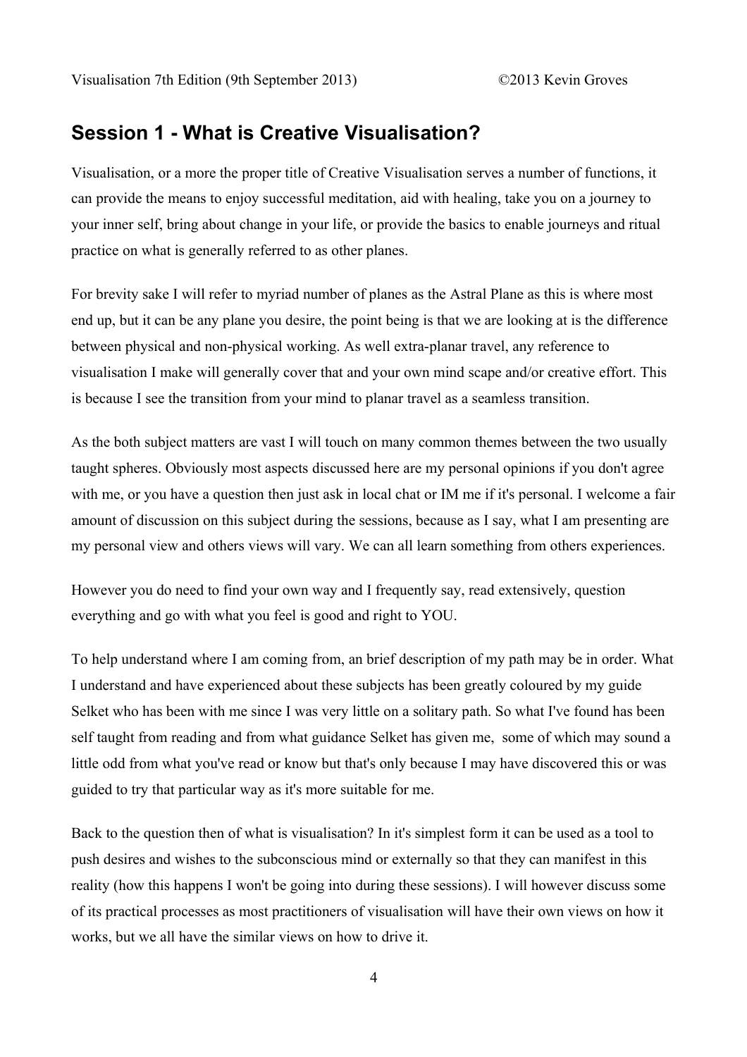## Session 1 - What is Creative Visualisation?

Visualisation, or a more the proper title of Creative Visualisation serves a number of functions, it can provide the means to enjoy successful meditation, aid with healing, take you on a journey to your inner self, bring about change in your life, or provide the basics to enable journeys and ritual practice on what is generally referred to as other planes.

For brevity sake I will refer to myriad number of planes as the Astral Plane as this is where most end up, but it can be any plane you desire, the point being is that we are looking at is the difference between physical and non-physical working. As well extra-planar travel, any reference to visualisation I make will generally cover that and your own mind scape and/or creative effort. This is because I see the transition from your mind to planar travel as a seamless transition.

As the both subject matters are vast I will touch on many common themes between the two usually taught spheres. Obviously most aspects discussed here are my personal opinions if you don't agree with me, or you have a question then just ask in local chat or IM me if it's personal. I welcome a fair amount of discussion on this subject during the sessions, because as I say, what I am presenting are my personal view and others views will vary. We can all learn something from others experiences.

However you do need to find your own way and I frequently say, read extensively, question everything and go with what you feel is good and right to YOU.

To help understand where I am coming from, an brief description of my path may be in order. What I understand and have experienced about these subjects has been greatly coloured by my guide Selket who has been with me since I was very little on a solitary path. So what I've found has been self taught from reading and from what guidance Selket has given me, some of which may sound a little odd from what you've read or know but that's only because I may have discovered this or was guided to try that particular way as it's more suitable for me.

Back to the question then of what is visualisation? In it's simplest form it can be used as a tool to push desires and wishes to the subconscious mind or externally so that they can manifest in this reality (how this happens I won't be going into during these sessions). I will however discuss some of its practical processes as most practitioners of visualisation will have their own views on how it works, but we all have the similar views on how to drive it.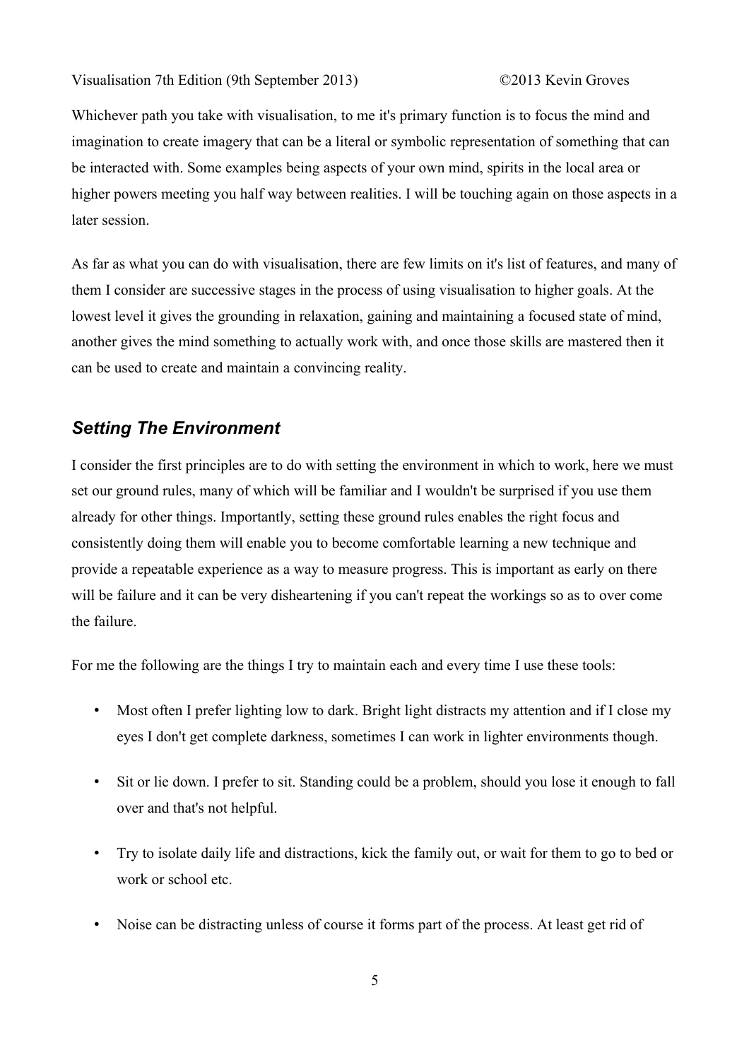Whichever path you take with visualisation, to me it's primary function is to focus the mind and imagination to create imagery that can be a literal or symbolic representation of something that can be interacted with. Some examples being aspects of your own mind, spirits in the local area or higher powers meeting you half way between realities. I will be touching again on those aspects in a later session.

As far as what you can do with visualisation, there are few limits on it's list of features, and many of them I consider are successive stages in the process of using visualisation to higher goals. At the lowest level it gives the grounding in relaxation, gaining and maintaining a focused state of mind, another gives the mind something to actually work with, and once those skills are mastered then it can be used to create and maintain a convincing reality.

## *Setting The Environment*

I consider the first principles are to do with setting the environment in which to work, here we must set our ground rules, many of which will be familiar and I wouldn't be surprised if you use them already for other things. Importantly, setting these ground rules enables the right focus and consistently doing them will enable you to become comfortable learning a new technique and provide a repeatable experience as a way to measure progress. This is important as early on there will be failure and it can be very disheartening if you can't repeat the workings so as to over come the failure.

For me the following are the things I try to maintain each and every time I use these tools:

- Most often I prefer lighting low to dark. Bright light distracts my attention and if I close my eyes I don't get complete darkness, sometimes I can work in lighter environments though.
- Sit or lie down. I prefer to sit. Standing could be a problem, should you lose it enough to fall over and that's not helpful.
- Try to isolate daily life and distractions, kick the family out, or wait for them to go to bed or work or school etc.
- Noise can be distracting unless of course it forms part of the process. At least get rid of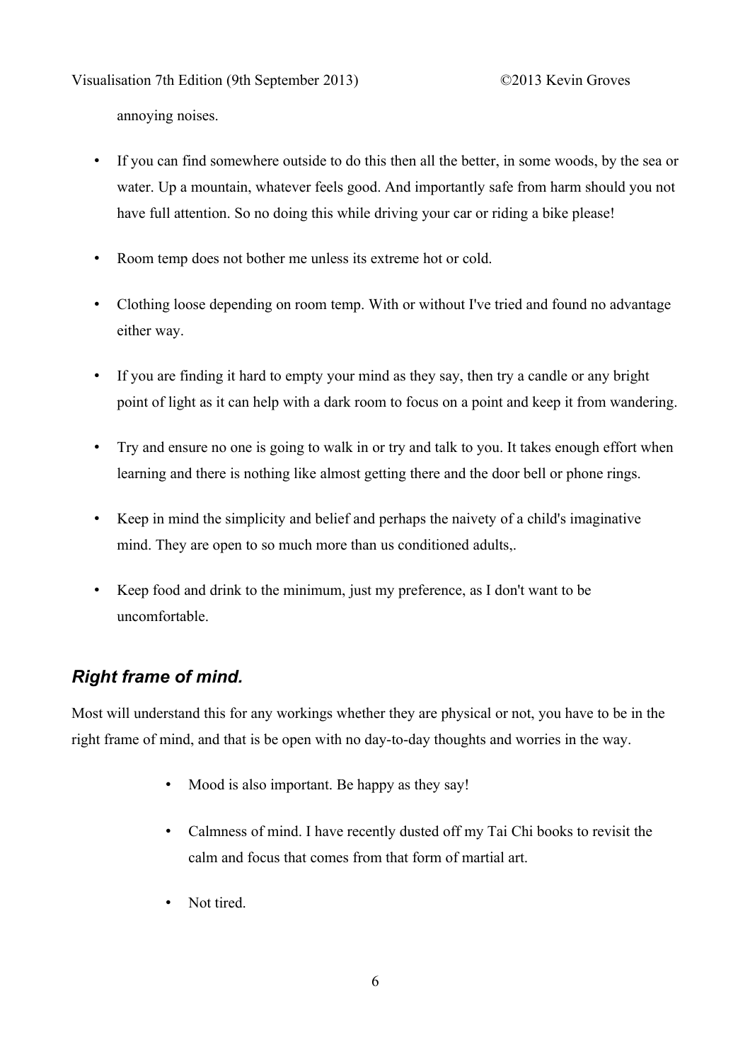annoying noises.

- If you can find somewhere outside to do this then all the better, in some woods, by the sea or water. Up a mountain, whatever feels good. And importantly safe from harm should you not have full attention. So no doing this while driving your car or riding a bike please!
- Room temp does not bother me unless its extreme hot or cold.
- Clothing loose depending on room temp. With or without I've tried and found no advantage either way.
- If you are finding it hard to empty your mind as they say, then try a candle or any bright point of light as it can help with a dark room to focus on a point and keep it from wandering.
- Try and ensure no one is going to walk in or try and talk to you. It takes enough effort when learning and there is nothing like almost getting there and the door bell or phone rings.
- Keep in mind the simplicity and belief and perhaps the naivety of a child's imaginative mind. They are open to so much more than us conditioned adults,.
- Keep food and drink to the minimum, just my preference, as I don't want to be uncomfortable.

## *Right frame of mind.*

Most will understand this for any workings whether they are physical or not, you have to be in the right frame of mind, and that is be open with no day-to-day thoughts and worries in the way.

- Mood is also important. Be happy as they say!
- Calmness of mind. I have recently dusted off my Tai Chi books to revisit the calm and focus that comes from that form of martial art.
- Not tired.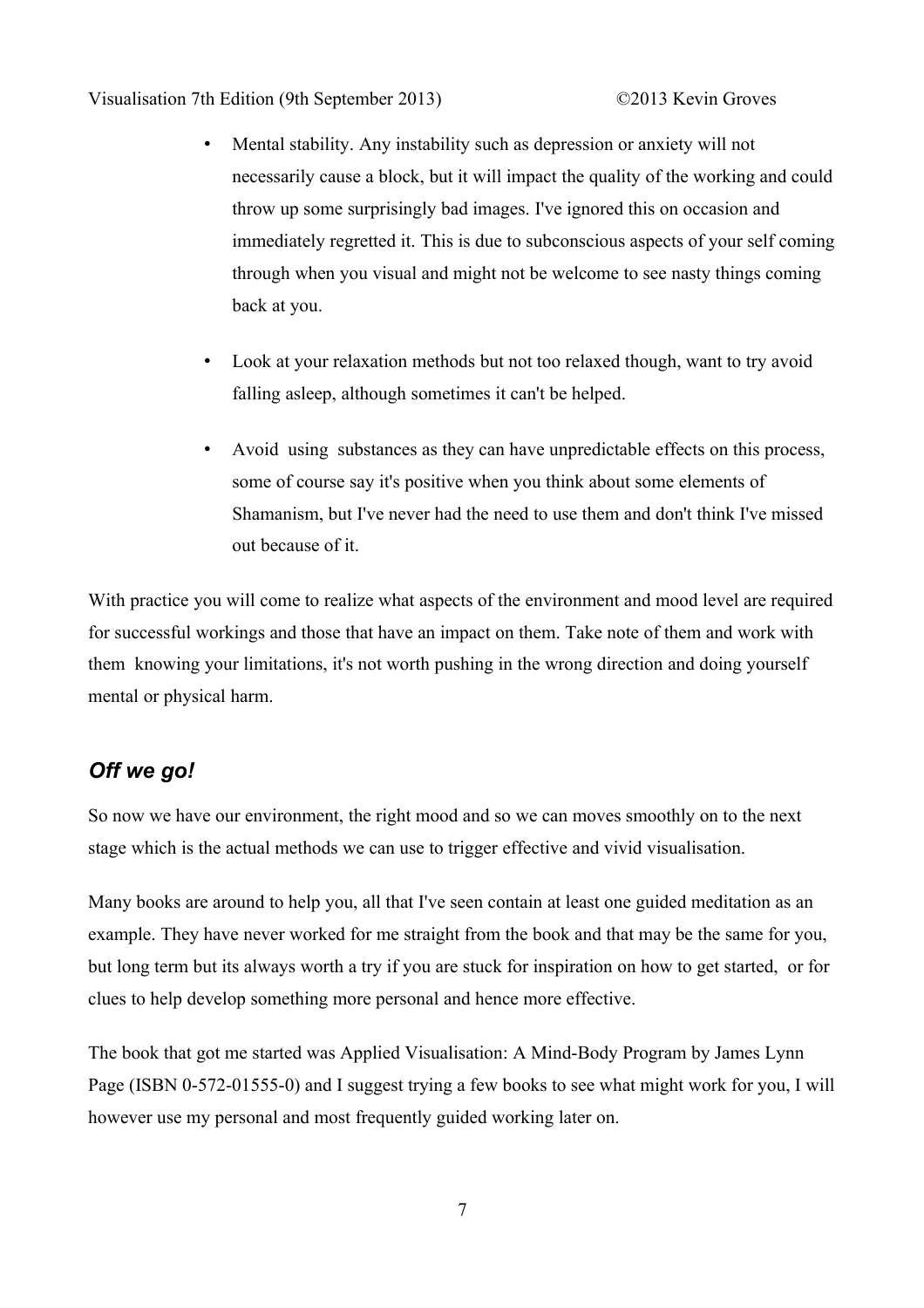- Mental stability. Any instability such as depression or anxiety will not necessarily cause a block, but it will impact the quality of the working and could throw up some surprisingly bad images. I've ignored this on occasion and immediately regretted it. This is due to subconscious aspects of your self coming through when you visual and might not be welcome to see nasty things coming back at you.

- Look at your relaxation methods but not too relaxed though, want to try avoid falling asleep, although sometimes it can't be helped.

- Avoid using substances as they can have unpredictable effects on this process, some of course say it's positive when you think about some elements of Shamanism, but I've never had the need to use them and don't think I've missed out because of it.

With practice you will come to realize what aspects of the environment and mood level are required for successful workings and those that have an impact on them. Take note of them and work with them knowing your limitations, it's not worth pushing in the wrong direction and doing yourself mental or physical harm.

## *Off we go!*

So now we have our environment, the right mood and so we can moves smoothly on to the next stage which is the actual methods we can use to trigger effective and vivid visualisation.

Many books are around to help you, all that I've seen contain at least one guided meditation as an example. They have never worked for me straight from the book and that may be the same for you, but long term but its always worth a try if you are stuck for inspiration on how to get started, or for clues to help develop something more personal and hence more effective.

The book that got me started was Applied Visualisation: A Mind-Body Program by James Lynn Page (ISBN 0-572-01555-0) and I suggest trying a few books to see what might work for you, I will however use my personal and most frequently guided working later on.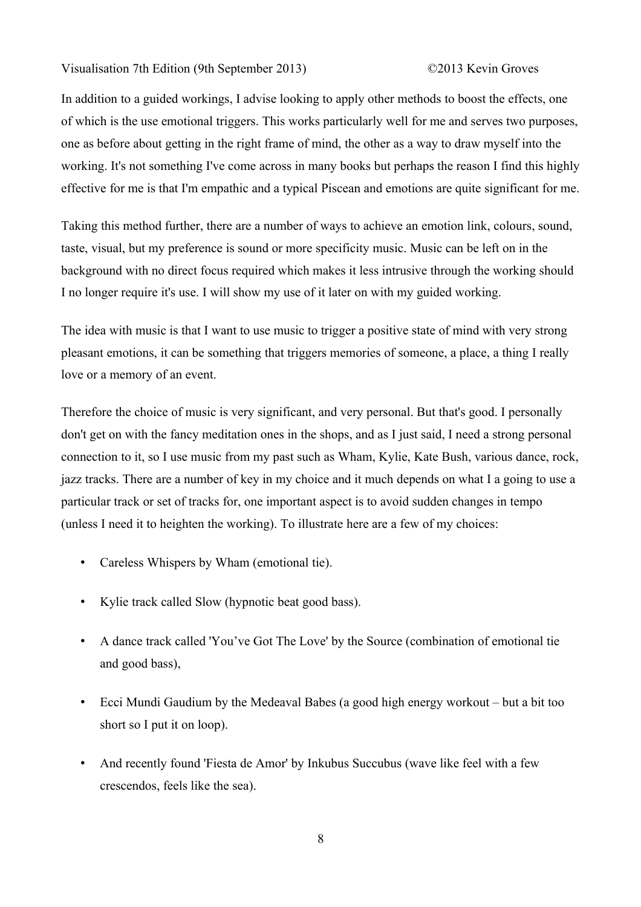In addition to a guided workings, I advise looking to apply other methods to boost the effects, one of which is the use emotional triggers. This works particularly well for me and serves two purposes, one as before about getting in the right frame of mind, the other as a way to draw myself into the working. It's not something I've come across in many books but perhaps the reason I find this highly effective for me is that I'm empathic and a typical Piscean and emotions are quite significant for me.

Taking this method further, there are a number of ways to achieve an emotion link, colours, sound, taste, visual, but my preference is sound or more specificity music. Music can be left on in the background with no direct focus required which makes it less intrusive through the working should I no longer require it's use. I will show my use of it later on with my guided working.

The idea with music is that I want to use music to trigger a positive state of mind with very strong pleasant emotions, it can be something that triggers memories of someone, a place, a thing I really love or a memory of an event.

Therefore the choice of music is very significant, and very personal. But that's good. I personally don't get on with the fancy meditation ones in the shops, and as I just said, I need a strong personal connection to it, so I use music from my past such as Wham, Kylie, Kate Bush, various dance, rock, jazz tracks. There are a number of key in my choice and it much depends on what I a going to use a particular track or set of tracks for, one important aspect is to avoid sudden changes in tempo (unless I need it to heighten the working). To illustrate here are a few of my choices:

- Careless Whispers by Wham (emotional tie).
- Kylie track called Slow (hypnotic beat good bass).
- A dance track called 'You've Got The Love' by the Source (combination of emotional tie and good bass),
- Ecci Mundi Gaudium by the Medeaval Babes (a good high energy workout – but a bit too short so I put it on loop).
- And recently found 'Fiesta de Amor' by Inkubus Succubus (wave like feel with a few crescendos, feels like the sea).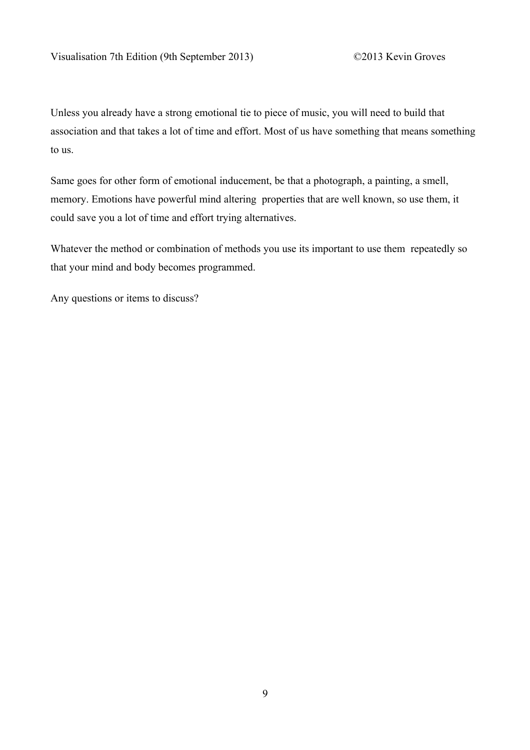Unless you already have a strong emotional tie to piece of music, you will need to build that association and that takes a lot of time and effort. Most of us have something that means something to us.

Same goes for other form of emotional inducement, be that a photograph, a painting, a smell, memory. Emotions have powerful mind altering properties that are well known, so use them, it could save you a lot of time and effort trying alternatives.

Whatever the method or combination of methods you use its important to use them repeatedly so that your mind and body becomes programmed.

Any questions or items to discuss?